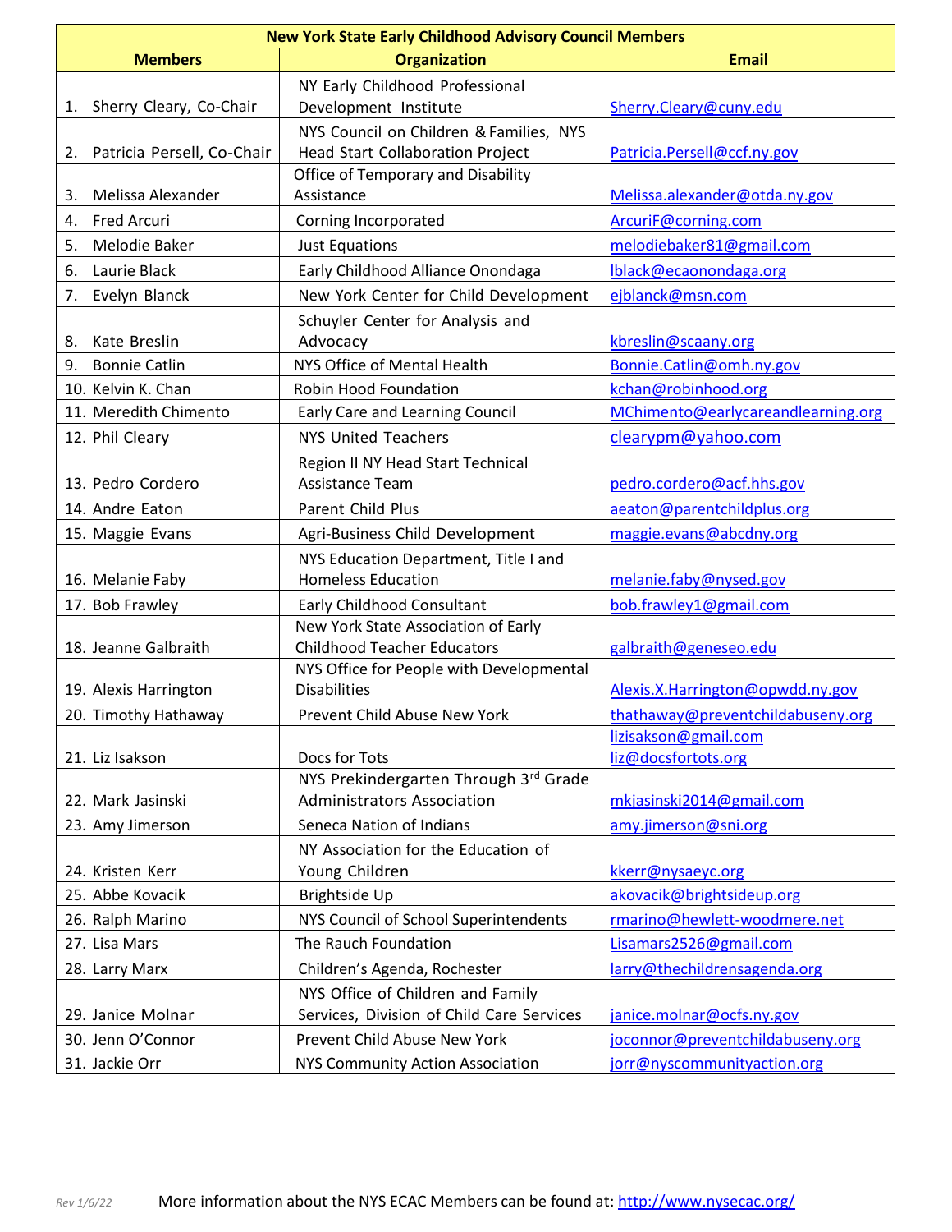| New York State Early Childhood Advisory Council Members | | |
|---|---|---|
| **Members** | **Organization** | **Email** |
| 1. Sherry Cleary, Co-Chair | NY Early Childhood Professional Development Institute | Sherry.Cleary@cuny.edu |
| 2. Patricia Persell, Co-Chair | NYS Council on Children & Families, NYS Head Start Collaboration Project | Patricia.Persell@ccf.ny.gov |
| 3. Melissa Alexander | Office of Temporary and Disability Assistance | Melissa.alexander@otda.ny.gov |
| 4. Fred Arcuri | Corning Incorporated | ArcuriF@corning.com |
| 5. Melodie Baker | Just Equations | melodiebaker81@gmail.com |
| 6. Laurie Black | Early Childhood Alliance Onondaga | lblack@ecaonondaga.org |
| 7. Evelyn Blanck | New York Center for Child Development | ejblanck@msn.com |
| 8. Kate Breslin | Schuyler Center for Analysis and Advocacy | kbreslin@scaany.org |
| 9. Bonnie Catlin | NYS Office of Mental Health | Bonnie.Catlin@omh.ny.gov |
| 10. Kelvin K. Chan | Robin Hood Foundation | kchan@robinhood.org |
| 11. Meredith Chimento | Early Care and Learning Council | MChimento@earlycareandlearning.org |
| 12. Phil Cleary | NYS United Teachers | clearypm@yahoo.com |
| 13. Pedro Cordero | Region II NY Head Start Technical Assistance Team | pedro.cordero@acf.hhs.gov |
| 14. Andre Eaton | Parent Child Plus | aeaton@parentchildplus.org |
| 15. Maggie Evans | Agri-Business Child Development | maggie.evans@abcdny.org |
| 16. Melanie Faby | NYS Education Department, Title I and Homeless Education | melanie.faby@nysed.gov |
| 17. Bob Frawley | Early Childhood Consultant | bob.frawley1@gmail.com |
| 18. Jeanne Galbraith | New York State Association of Early Childhood Teacher Educators | galbraith@geneseo.edu |
| 19. Alexis Harrington | NYS Office for People with Developmental Disabilities | Alexis.X.Harrington@opwdd.ny.gov |
| 20. Timothy Hathaway | Prevent Child Abuse New York | thathaway@preventchildabuseny.org |
| 21. Liz Isakson | Docs for Tots | lizisakson@gmail.com liz@docsfortots.org |
| 22. Mark Jasinski | NYS Prekindergarten Through 3rd Grade Administrators Association | mkjasinski2014@gmail.com |
| 23. Amy Jimerson | Seneca Nation of Indians | amy.jimerson@sni.org |
| 24. Kristen Kerr | NY Association for the Education of Young Children | kkerr@nysaeyc.org |
| 25. Abbe Kovacik | Brightside Up | akovacik@brightsideup.org |
| 26. Ralph Marino | NYS Council of School Superintendents | rmarino@hewlett-woodmere.net |
| 27. Lisa Mars | The Rauch Foundation | Lisamars2526@gmail.com |
| 28. Larry Marx | Children's Agenda, Rochester | larry@thechildrensagenda.org |
| 29. Janice Molnar | NYS Office of Children and Family Services, Division of Child Care Services | janice.molnar@ocfs.ny.gov |
| 30. Jenn O'Connor | Prevent Child Abuse New York | joconnor@preventchildabuseny.org |
| 31. Jackie Orr | NYS Community Action Association | jorr@nyscommunityaction.org |

*Rev 1/6/22* More information about the NYS ECAC Members can be found at: http://www.nysecac.org/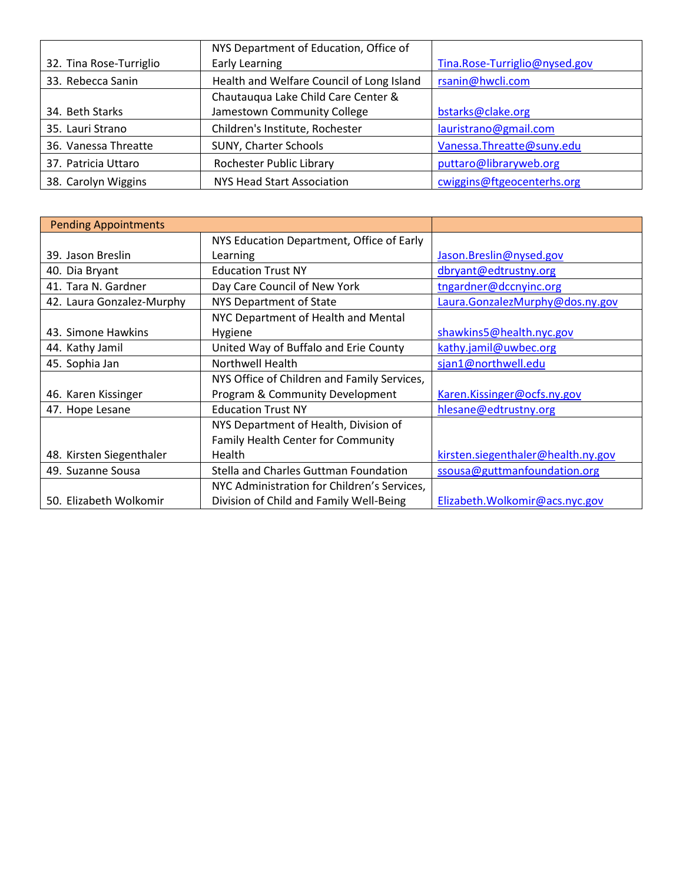| | | |
|---|---|---|
| 32. Tina Rose-Turriglio | NYS Department of Education, Office of Early Learning | Tina.Rose-Turriglio@nysed.gov |
| 33. Rebecca Sanin | Health and Welfare Council of Long Island | rsanin@hwcli.com |
| 34. Beth Starks | Chautauqua Lake Child Care Center & Jamestown Community College | bstarks@clake.org |
| 35. Lauri Strano | Children's Institute, Rochester | lauristrano@gmail.com |
| 36. Vanessa Threatte | SUNY, Charter Schools | Vanessa.Threatte@suny.edu |
| 37. Patricia Uttaro | Rochester Public Library | puttaro@libraryweb.org |
| 38. Carolyn Wiggins | NYS Head Start Association | cwiggins@ftgeocenterhs.org |

| Pending Appointments | | |
|---|---|---|
| 39. Jason Breslin | NYS Education Department, Office of Early Learning | Jason.Breslin@nysed.gov |
| 40. Dia Bryant | Education Trust NY | dbryant@edtrustny.org |
| 41. Tara N. Gardner | Day Care Council of New York | tngardner@dccnyinc.org |
| 42. Laura Gonzalez-Murphy | NYS Department of State | Laura.GonzalezMurphy@dos.ny.gov |
| 43. Simone Hawkins | NYC Department of Health and Mental Hygiene | shawkins5@health.nyc.gov |
| 44. Kathy Jamil | United Way of Buffalo and Erie County | kathy.jamil@uwbec.org |
| 45. Sophia Jan | Northwell Health | sjan1@northwell.edu |
| 46. Karen Kissinger | NYS Office of Children and Family Services, Program & Community Development | Karen.Kissinger@ocfs.ny.gov |
| 47. Hope Lesane | Education Trust NY | hlesane@edtrustny.org |
| 48. Kirsten Siegenthaler | NYS Department of Health, Division of Family Health Center for Community Health | kirsten.siegenthaler@health.ny.gov |
| 49. Suzanne Sousa | Stella and Charles Guttman Foundation | ssousa@guttmanfoundation.org |
| 50. Elizabeth Wolkomir | NYC Administration for Children's Services, Division of Child and Family Well-Being | Elizabeth.Wolkomir@acs.nyc.gov |